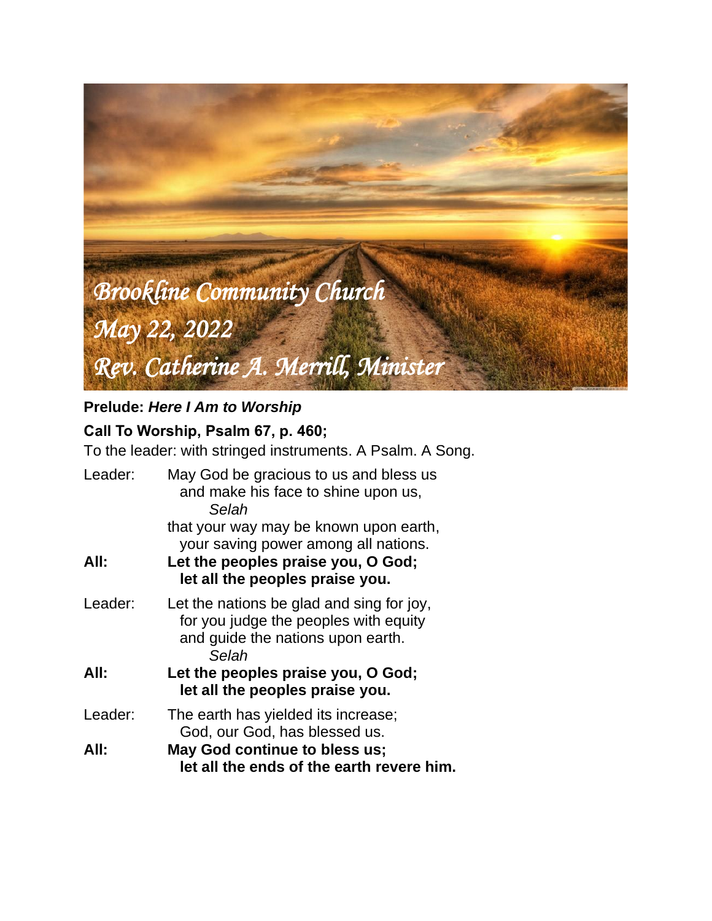# Brookline Community Church

## May 22, 2022

## Rev. Catherine A. Merrill, Minister

**Prelude:** ***Here I Am to Worship***

**Call To Worship, Psalm 67, p. 460;**

To the leader: with stringed instruments. A Psalm. A Song.

Leader: May God be gracious to us and bless us
and make his face to shine upon us,
*Selah*
that your way may be known upon earth,
your saving power among all nations.

**All: Let the peoples praise you, O God;**
**let all the peoples praise you.**

Leader: Let the nations be glad and sing for joy,
for you judge the peoples with equity
and guide the nations upon earth.
*Selah*

**All: Let the peoples praise you, O God;**
**let all the peoples praise you.**

Leader: The earth has yielded its increase;
God, our God, has blessed us.

**All: May God continue to bless us;**
**let all the ends of the earth revere him.**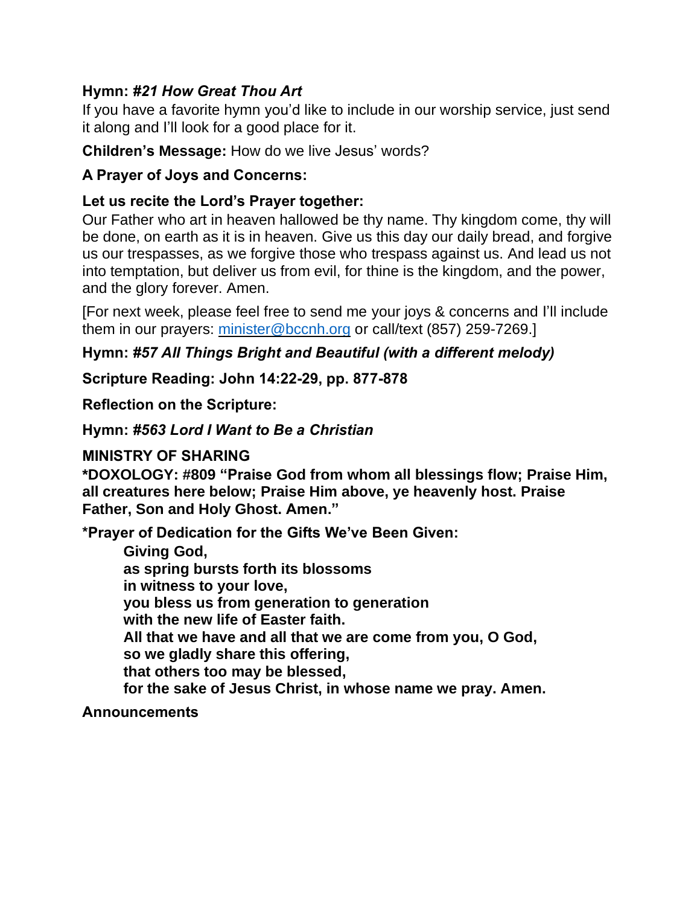**Hymn:** ***#21 How Great Thou Art***

If you have a favorite hymn you'd like to include in our worship service, just send it along and I'll look for a good place for it.

**Children's Message:** How do we live Jesus' words?

**A Prayer of Joys and Concerns:**

**Let us recite the Lord's Prayer together:**

Our Father who art in heaven hallowed be thy name. Thy kingdom come, thy will be done, on earth as it is in heaven. Give us this day our daily bread, and forgive us our trespasses, as we forgive those who trespass against us. And lead us not into temptation, but deliver us from evil, for thine is the kingdom, and the power, and the glory forever. Amen.

[For next week, please feel free to send me your joys & concerns and I'll include them in our prayers: [minister@bccnh.org](mailto:minister@bccnh.org) or call/text (857) 259-7269.]

**Hymn:** ***#57 All Things Bright and Beautiful (with a different melody)***

**Scripture Reading: John 14:22-29, pp. 877-878**

**Reflection on the Scripture:**

**Hymn:** ***#563 Lord I Want to Be a Christian***

**MINISTRY OF SHARING**

**\*DOXOLOGY: #809 "Praise God from whom all blessings flow; Praise Him, all creatures here below; Praise Him above, ye heavenly host. Praise Father, Son and Holy Ghost. Amen."**

**\*Prayer of Dedication for the Gifts We've Been Given:**

> **Giving God,**
> **as spring bursts forth its blossoms**
> **in witness to your love,**
> **you bless us from generation to generation**
> **with the new life of Easter faith.**
> **All that we have and all that we are come from you, O God,**
> **so we gladly share this offering,**
> **that others too may be blessed,**
> **for the sake of Jesus Christ, in whose name we pray. Amen.**

**Announcements**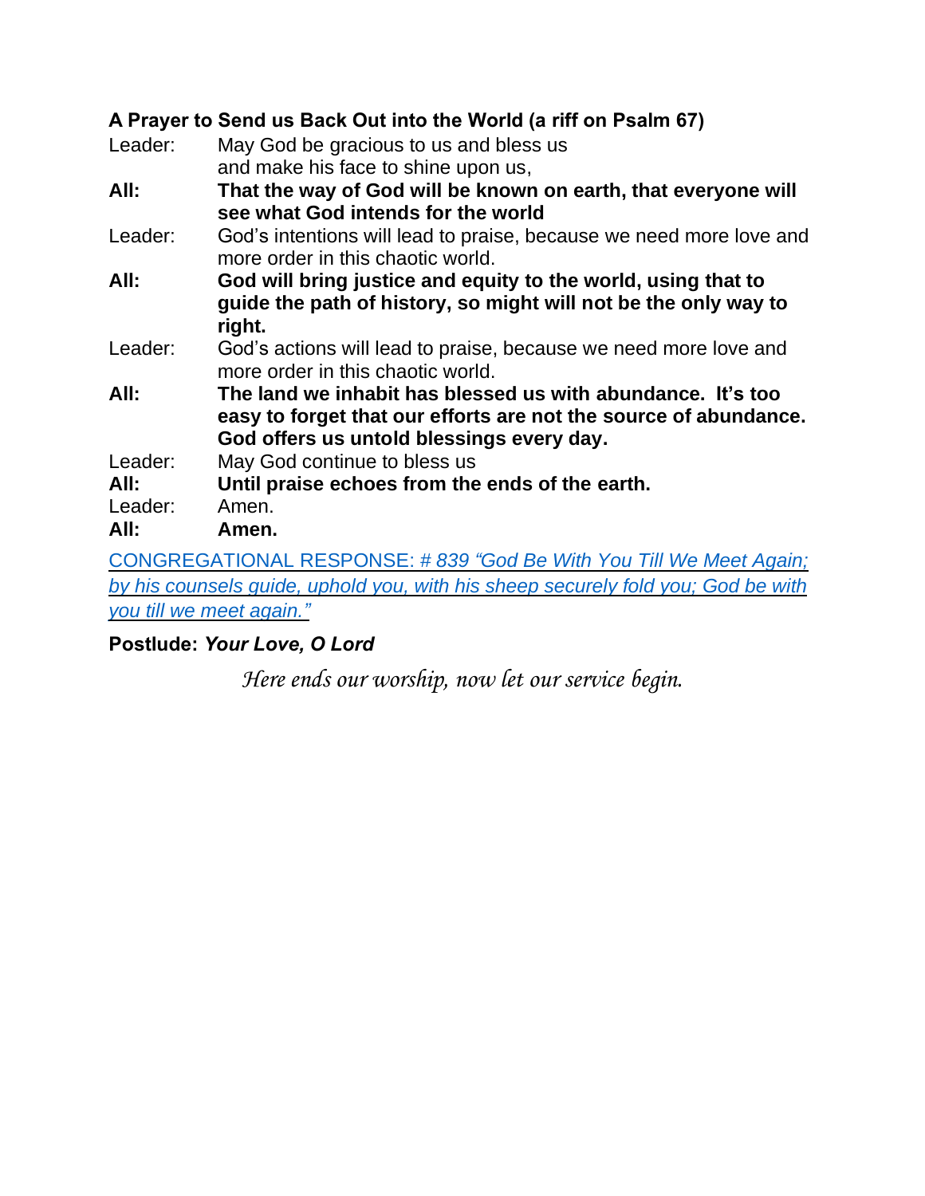**A Prayer to Send us Back Out into the World (a riff on Psalm 67)**

Leader: May God be gracious to us and bless us
and make his face to shine upon us,

**All: That the way of God will be known on earth, that everyone will see what God intends for the world**

Leader: God's intentions will lead to praise, because we need more love and more order in this chaotic world.

**All: God will bring justice and equity to the world, using that to guide the path of history, so might will not be the only way to right.**

Leader: God's actions will lead to praise, because we need more love and more order in this chaotic world.

**All: The land we inhabit has blessed us with abundance. It's too easy to forget that our efforts are not the source of abundance. God offers us untold blessings every day.**

Leader: May God continue to bless us

**All: Until praise echoes from the ends of the earth.**

Leader: Amen.

**All: Amen.**

CONGREGATIONAL RESPONSE: # *839 "God Be With You Till We Meet Again; by his counsels guide, uphold you, with his sheep securely fold you; God be with you till we meet again."*

**Postlude: *Your Love, O Lord***

*Here ends our worship, now let our service begin.*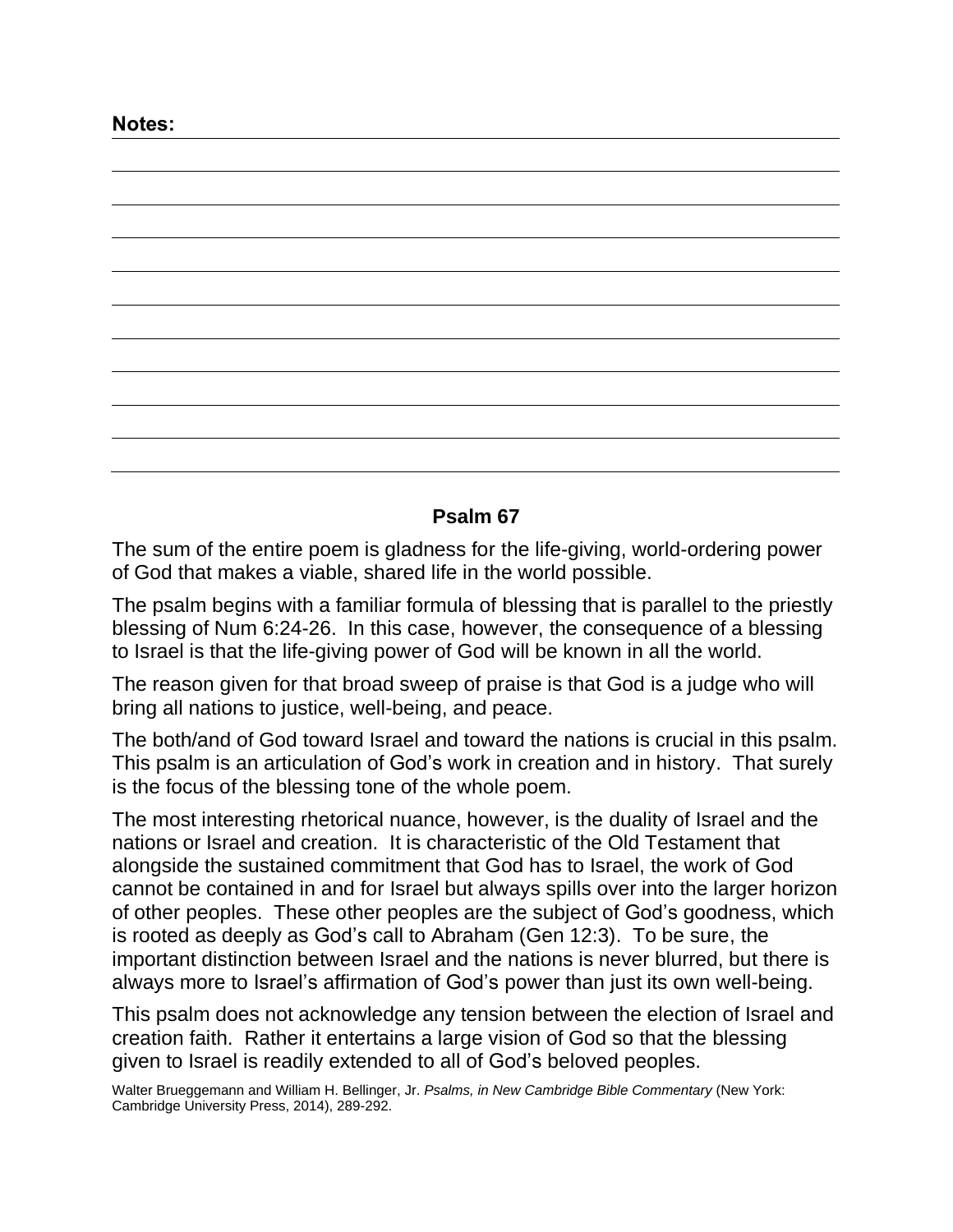**Notes:**

## Psalm 67

The sum of the entire poem is gladness for the life-giving, world-ordering power of God that makes a viable, shared life in the world possible.

The psalm begins with a familiar formula of blessing that is parallel to the priestly blessing of Num 6:24-26. In this case, however, the consequence of a blessing to Israel is that the life-giving power of God will be known in all the world.

The reason given for that broad sweep of praise is that God is a judge who will bring all nations to justice, well-being, and peace.

The both/and of God toward Israel and toward the nations is crucial in this psalm. This psalm is an articulation of God's work in creation and in history. That surely is the focus of the blessing tone of the whole poem.

The most interesting rhetorical nuance, however, is the duality of Israel and the nations or Israel and creation. It is characteristic of the Old Testament that alongside the sustained commitment that God has to Israel, the work of God cannot be contained in and for Israel but always spills over into the larger horizon of other peoples. These other peoples are the subject of God's goodness, which is rooted as deeply as God's call to Abraham (Gen 12:3). To be sure, the important distinction between Israel and the nations is never blurred, but there is always more to Israel's affirmation of God's power than just its own well-being.

This psalm does not acknowledge any tension between the election of Israel and creation faith. Rather it entertains a large vision of God so that the blessing given to Israel is readily extended to all of God's beloved peoples.

Walter Brueggemann and William H. Bellinger, Jr. *Psalms, in New Cambridge Bible Commentary* (New York: Cambridge University Press, 2014), 289-292.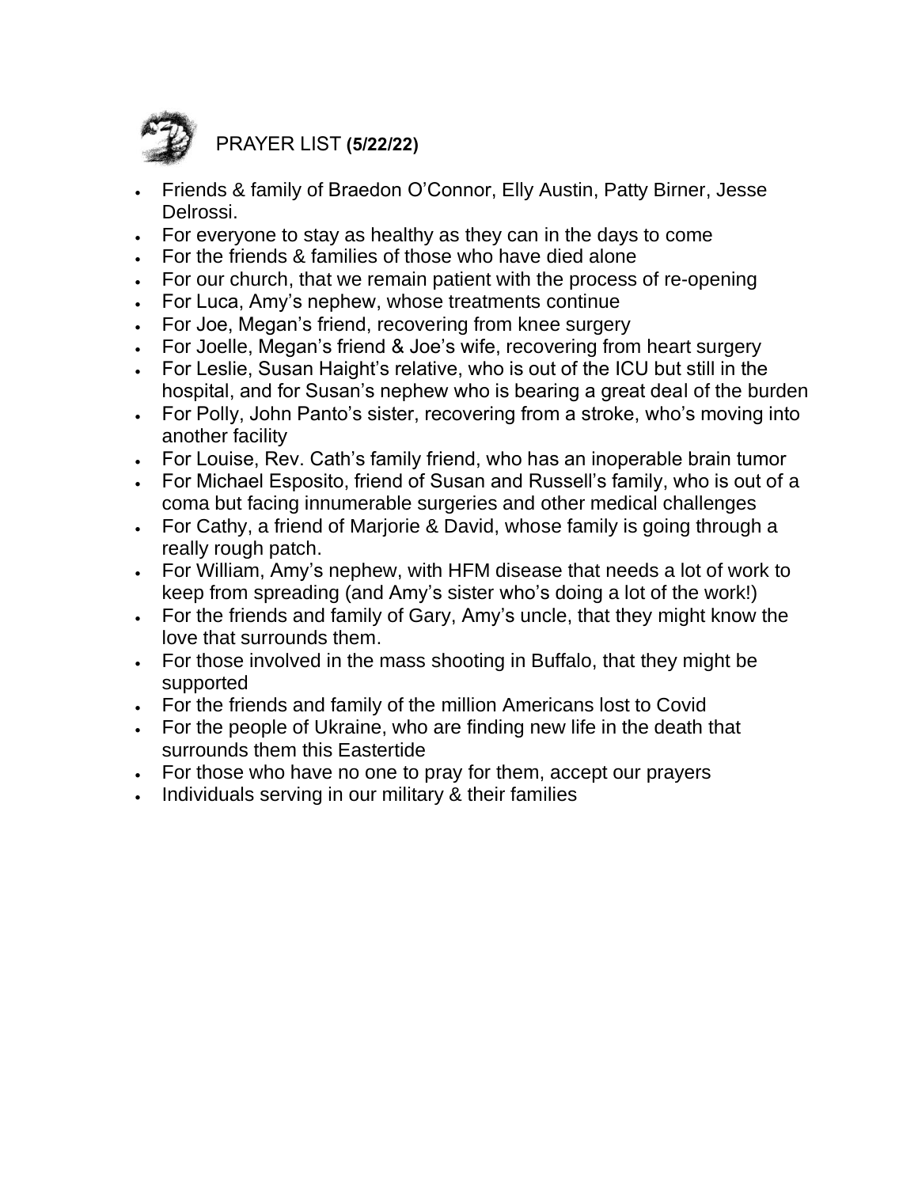## PRAYER LIST **(5/22/22)**

- Friends & family of Braedon O'Connor, Elly Austin, Patty Birner, Jesse Delrossi.
- For everyone to stay as healthy as they can in the days to come
- For the friends & families of those who have died alone
- For our church, that we remain patient with the process of re-opening
- For Luca, Amy's nephew, whose treatments continue
- For Joe, Megan's friend, recovering from knee surgery
- For Joelle, Megan's friend & Joe's wife, recovering from heart surgery
- For Leslie, Susan Haight's relative, who is out of the ICU but still in the hospital, and for Susan's nephew who is bearing a great deal of the burden
- For Polly, John Panto's sister, recovering from a stroke, who's moving into another facility
- For Louise, Rev. Cath's family friend, who has an inoperable brain tumor
- For Michael Esposito, friend of Susan and Russell's family, who is out of a coma but facing innumerable surgeries and other medical challenges
- For Cathy, a friend of Marjorie & David, whose family is going through a really rough patch.
- For William, Amy's nephew, with HFM disease that needs a lot of work to keep from spreading (and Amy's sister who's doing a lot of the work!)
- For the friends and family of Gary, Amy's uncle, that they might know the love that surrounds them.
- For those involved in the mass shooting in Buffalo, that they might be supported
- For the friends and family of the million Americans lost to Covid
- For the people of Ukraine, who are finding new life in the death that surrounds them this Eastertide
- For those who have no one to pray for them, accept our prayers
- Individuals serving in our military & their families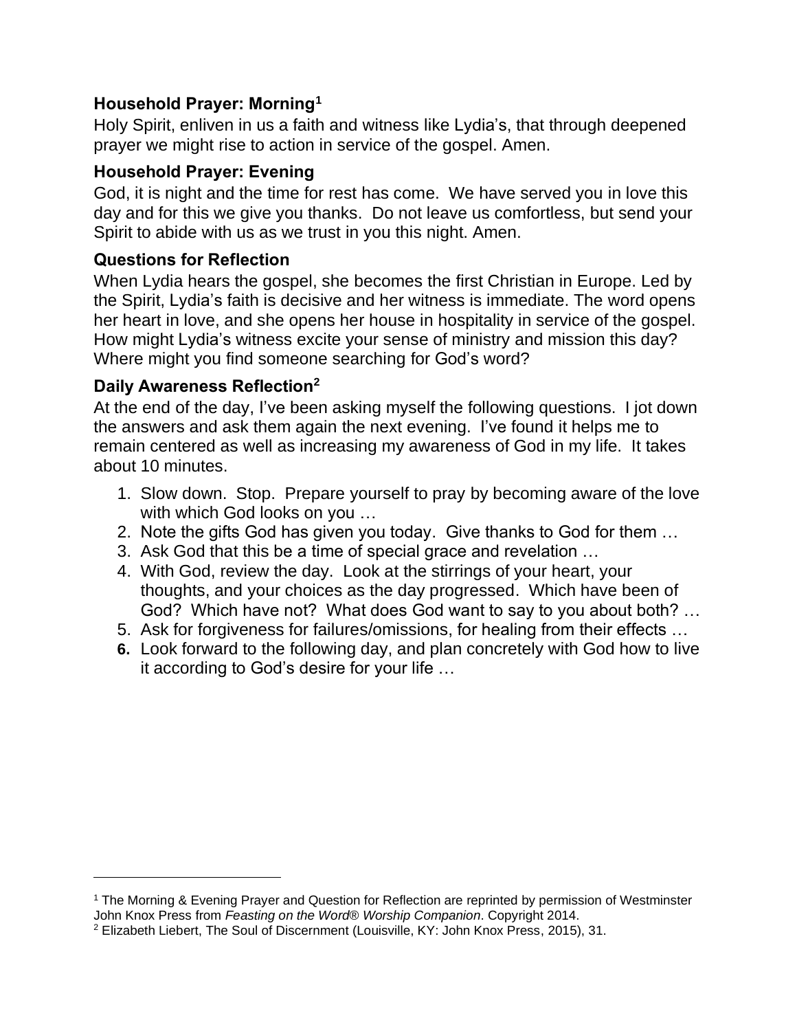### Household Prayer: Morning[1]

Holy Spirit, enliven in us a faith and witness like Lydia's, that through deepened prayer we might rise to action in service of the gospel. Amen.

### Household Prayer: Evening

God, it is night and the time for rest has come. We have served you in love this day and for this we give you thanks. Do not leave us comfortless, but send your Spirit to abide with us as we trust in you this night. Amen.

### Questions for Reflection

When Lydia hears the gospel, she becomes the first Christian in Europe. Led by the Spirit, Lydia's faith is decisive and her witness is immediate. The word opens her heart in love, and she opens her house in hospitality in service of the gospel. How might Lydia's witness excite your sense of ministry and mission this day? Where might you find someone searching for God's word?

### Daily Awareness Reflection[2]

At the end of the day, I've been asking myself the following questions. I jot down the answers and ask them again the next evening. I've found it helps me to remain centered as well as increasing my awareness of God in my life. It takes about 10 minutes.

1. Slow down. Stop. Prepare yourself to pray by becoming aware of the love with which God looks on you …
2. Note the gifts God has given you today. Give thanks to God for them …
3. Ask God that this be a time of special grace and revelation …
4. With God, review the day. Look at the stirrings of your heart, your thoughts, and your choices as the day progressed. Which have been of God? Which have not? What does God want to say to you about both? …
5. Ask for forgiveness for failures/omissions, for healing from their effects …
6. Look forward to the following day, and plan concretely with God how to live it according to God's desire for your life …

---

[1] The Morning & Evening Prayer and Question for Reflection are reprinted by permission of Westminster John Knox Press from *Feasting on the Word® Worship Companion*. Copyright 2014.

[2] Elizabeth Liebert, The Soul of Discernment (Louisville, KY: John Knox Press, 2015), 31.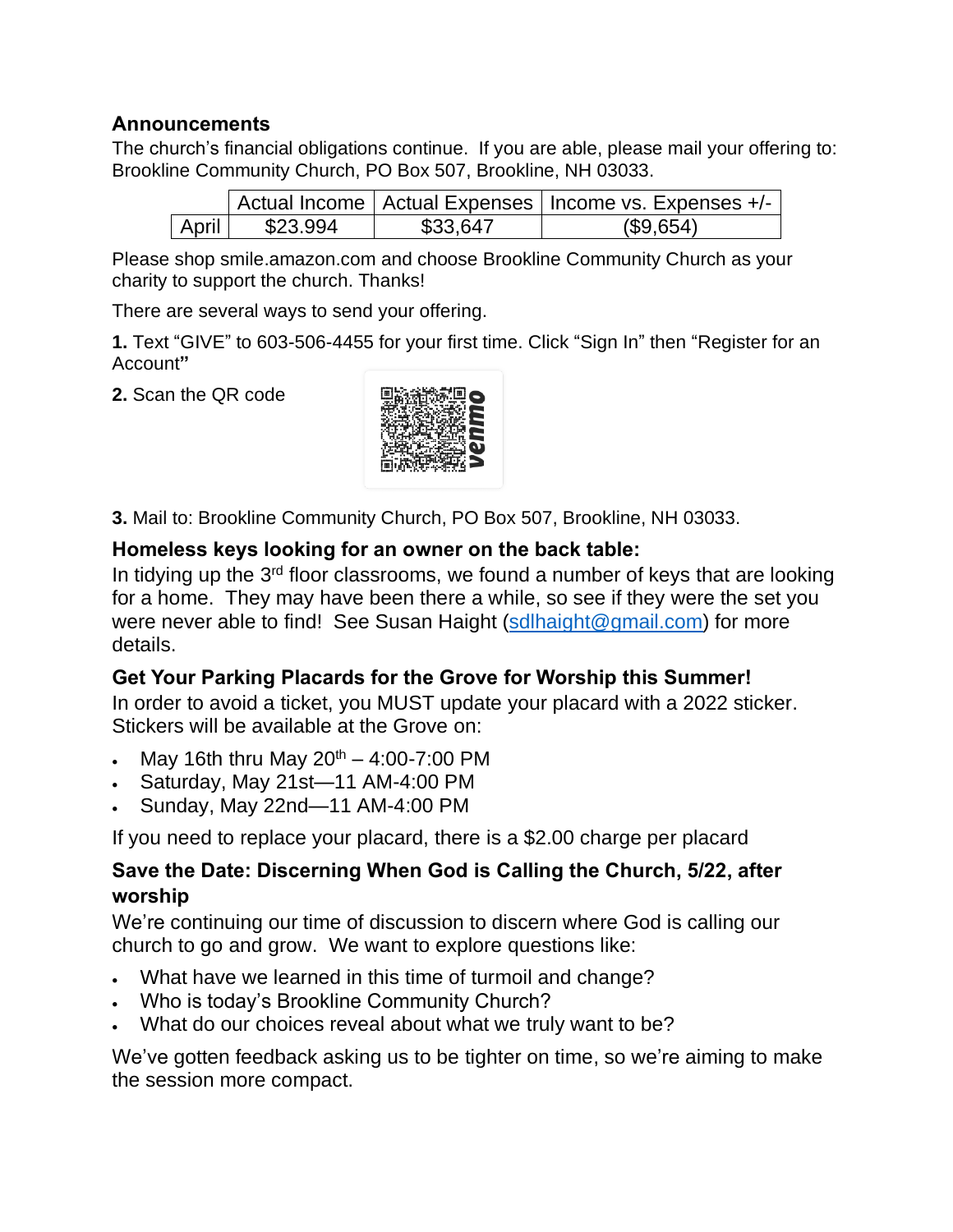**Announcements**

The church's financial obligations continue. If you are able, please mail your offering to: Brookline Community Church, PO Box 507, Brookline, NH 03033.

| | Actual Income | Actual Expenses | Income vs. Expenses +/- |
|---|---|---|---|
| April | $23.994 | $33,647 | ($9,654) |

Please shop smile.amazon.com and choose Brookline Community Church as your charity to support the church. Thanks!

There are several ways to send your offering.

**1.** Text "GIVE" to 603-506-4455 for your first time. Click "Sign In" then "Register for an Account**"**

**2.** Scan the QR code

**3.** Mail to: Brookline Community Church, PO Box 507, Brookline, NH 03033.

### Homeless keys looking for an owner on the back table:

In tidying up the 3rd floor classrooms, we found a number of keys that are looking for a home. They may have been there a while, so see if they were the set you were never able to find! See Susan Haight (sdlhaight@gmail.com) for more details.

### Get Your Parking Placards for the Grove for Worship this Summer!

In order to avoid a ticket, you MUST update your placard with a 2022 sticker. Stickers will be available at the Grove on:

- May 16th thru May 20th – 4:00-7:00 PM
- Saturday, May 21st—11 AM-4:00 PM
- Sunday, May 22nd—11 AM-4:00 PM

If you need to replace your placard, there is a $2.00 charge per placard

### Save the Date: Discerning When God is Calling the Church, 5/22, after worship

We're continuing our time of discussion to discern where God is calling our church to go and grow. We want to explore questions like:

- What have we learned in this time of turmoil and change?
- Who is today's Brookline Community Church?
- What do our choices reveal about what we truly want to be?

We've gotten feedback asking us to be tighter on time, so we're aiming to make the session more compact.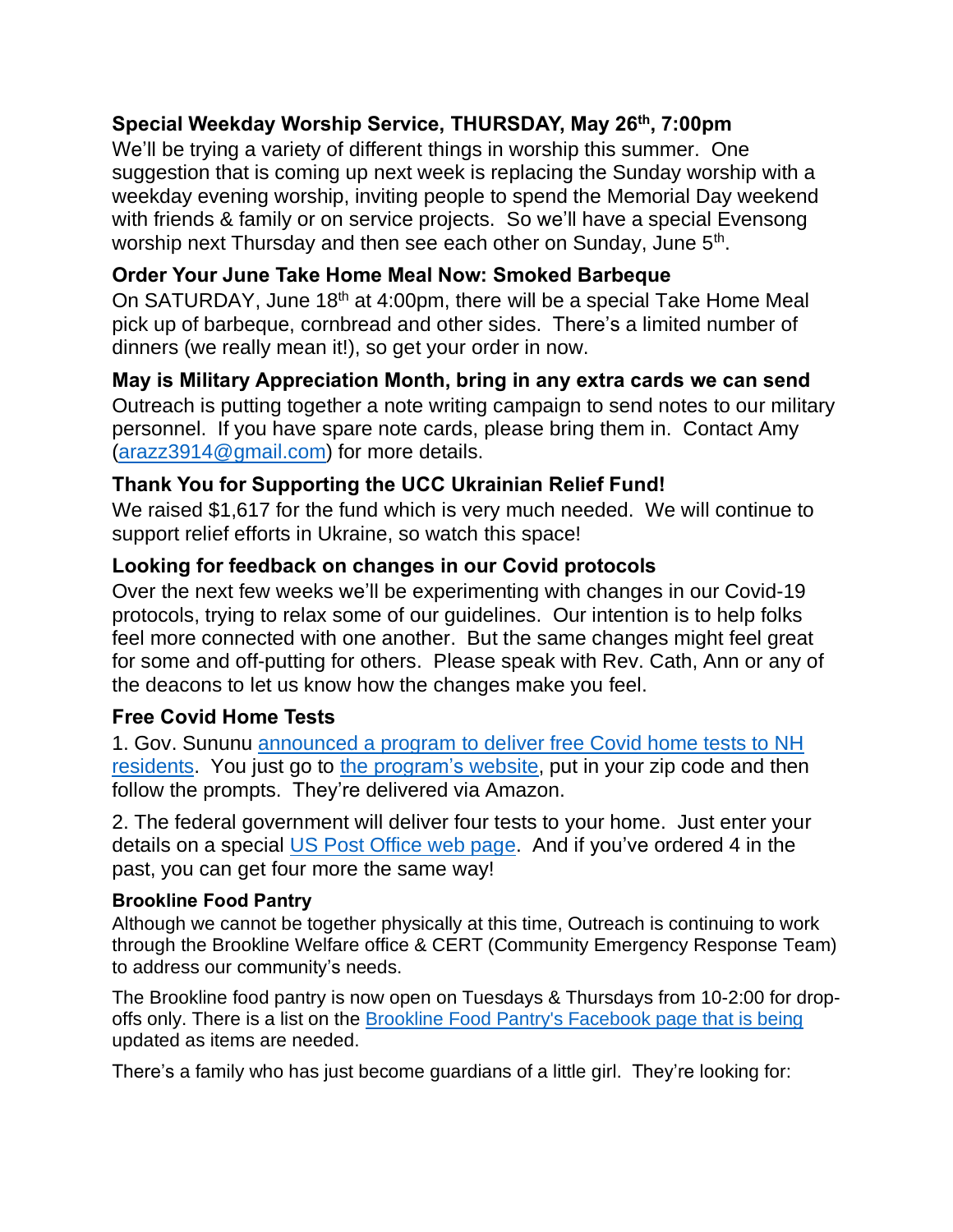### Special Weekday Worship Service, THURSDAY, May 26th, 7:00pm

We'll be trying a variety of different things in worship this summer. One suggestion that is coming up next week is replacing the Sunday worship with a weekday evening worship, inviting people to spend the Memorial Day weekend with friends & family or on service projects. So we'll have a special Evensong worship next Thursday and then see each other on Sunday, June 5th.

### Order Your June Take Home Meal Now: Smoked Barbeque

On SATURDAY, June 18th at 4:00pm, there will be a special Take Home Meal pick up of barbeque, cornbread and other sides. There's a limited number of dinners (we really mean it!), so get your order in now.

### May is Military Appreciation Month, bring in any extra cards we can send

Outreach is putting together a note writing campaign to send notes to our military personnel. If you have spare note cards, please bring them in. Contact Amy (arazz3914@gmail.com) for more details.

### Thank You for Supporting the UCC Ukrainian Relief Fund!

We raised $1,617 for the fund which is very much needed. We will continue to support relief efforts in Ukraine, so watch this space!

### Looking for feedback on changes in our Covid protocols

Over the next few weeks we'll be experimenting with changes in our Covid-19 protocols, trying to relax some of our guidelines. Our intention is to help folks feel more connected with one another. But the same changes might feel great for some and off-putting for others. Please speak with Rev. Cath, Ann or any of the deacons to let us know how the changes make you feel.

### Free Covid Home Tests

1. Gov. Sununu announced a program to deliver free Covid home tests to NH residents. You just go to the program's website, put in your zip code and then follow the prompts. They're delivered via Amazon.

2. The federal government will deliver four tests to your home. Just enter your details on a special US Post Office web page. And if you've ordered 4 in the past, you can get four more the same way!

#### Brookline Food Pantry

Although we cannot be together physically at this time, Outreach is continuing to work through the Brookline Welfare office & CERT (Community Emergency Response Team) to address our community's needs.

The Brookline food pantry is now open on Tuesdays & Thursdays from 10-2:00 for drop-offs only. There is a list on the Brookline Food Pantry's Facebook page that is being updated as items are needed.

There's a family who has just become guardians of a little girl. They're looking for: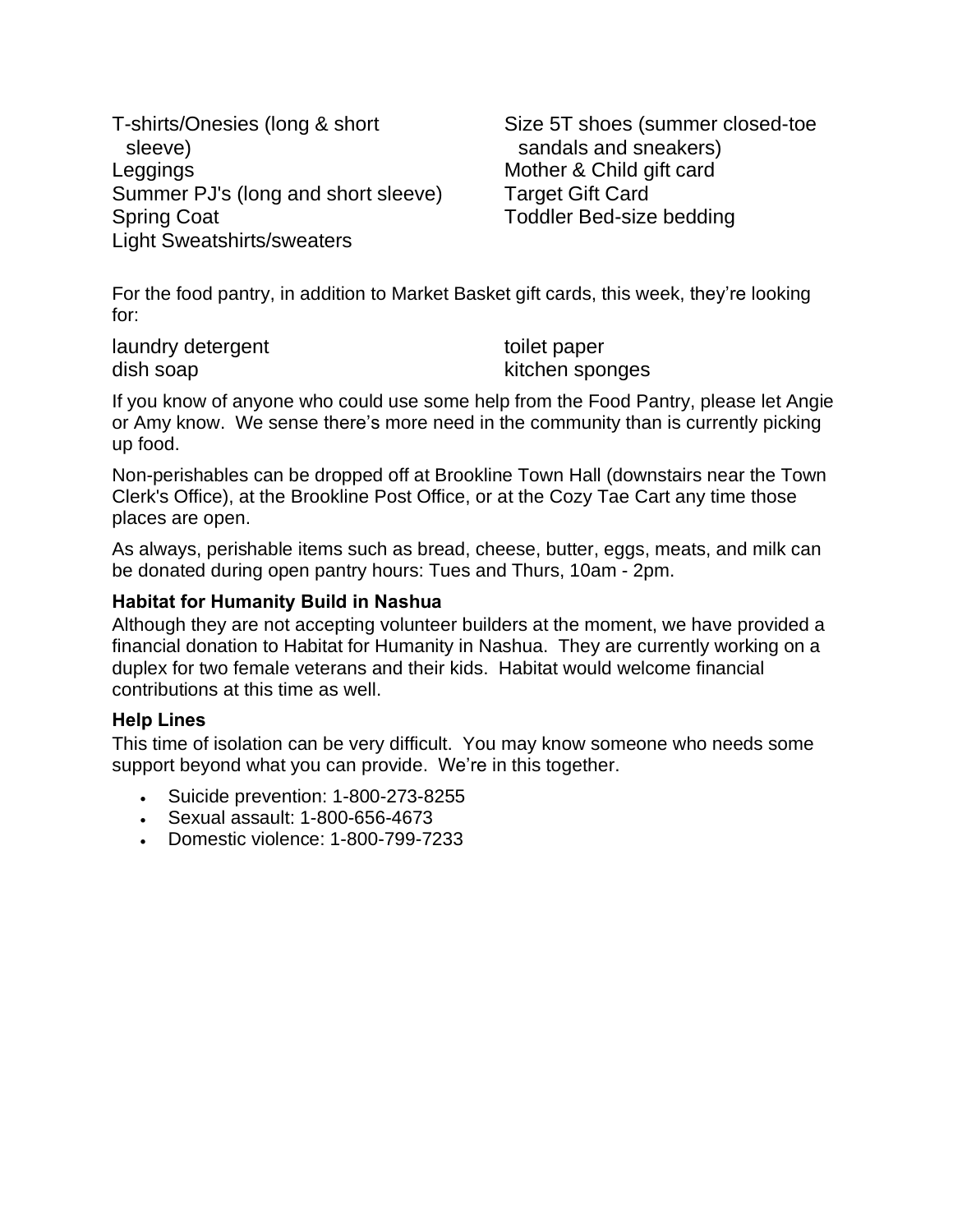T-shirts/Onesies (long & short sleeve)
Leggings
Summer PJ's (long and short sleeve)
Spring Coat
Light Sweatshirts/sweaters

Size 5T shoes (summer closed-toe sandals and sneakers)
Mother & Child gift card
Target Gift Card
Toddler Bed-size bedding

For the food pantry, in addition to Market Basket gift cards, this week, they're looking for:

laundry detergent
dish soap
toilet paper
kitchen sponges

If you know of anyone who could use some help from the Food Pantry, please let Angie or Amy know. We sense there's more need in the community than is currently picking up food.

Non-perishables can be dropped off at Brookline Town Hall (downstairs near the Town Clerk's Office), at the Brookline Post Office, or at the Cozy Tae Cart any time those places are open.

As always, perishable items such as bread, cheese, butter, eggs, meats, and milk can be donated during open pantry hours: Tues and Thurs, 10am - 2pm.

### Habitat for Humanity Build in Nashua

Although they are not accepting volunteer builders at the moment, we have provided a financial donation to Habitat for Humanity in Nashua. They are currently working on a duplex for two female veterans and their kids. Habitat would welcome financial contributions at this time as well.

### Help Lines

This time of isolation can be very difficult. You may know someone who needs some support beyond what you can provide. We're in this together.

- Suicide prevention: 1-800-273-8255
- Sexual assault: 1-800-656-4673
- Domestic violence: 1-800-799-7233